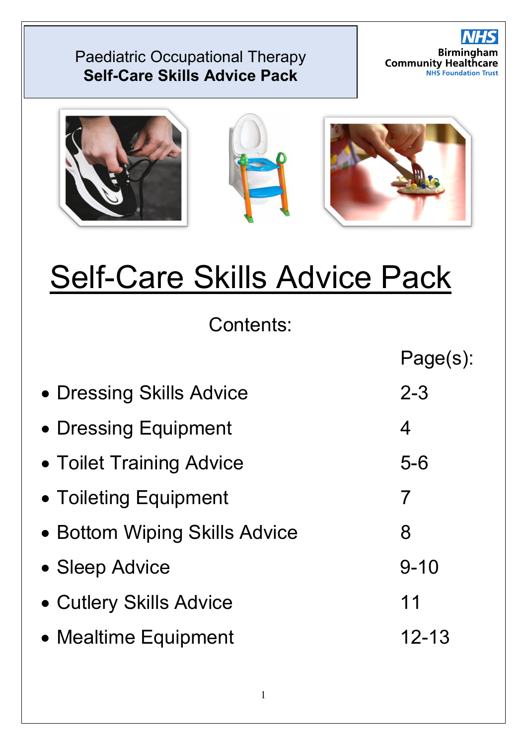Paediatric Occupational Therapy
**Self-Care Skills Advice Pack**

Birmingham Community Healthcare NHS Foundation Trust

# Self-Care Skills Advice Pack

Contents:

| | Page(s): |
|---|---|
| • Dressing Skills Advice | 2-3 |
| • Dressing Equipment | 4 |
| • Toilet Training Advice | 5-6 |
| • Toileting Equipment | 7 |
| • Bottom Wiping Skills Advice | 8 |
| • Sleep Advice | 9-10 |
| • Cutlery Skills Advice | 11 |
| • Mealtime Equipment | 12-13 |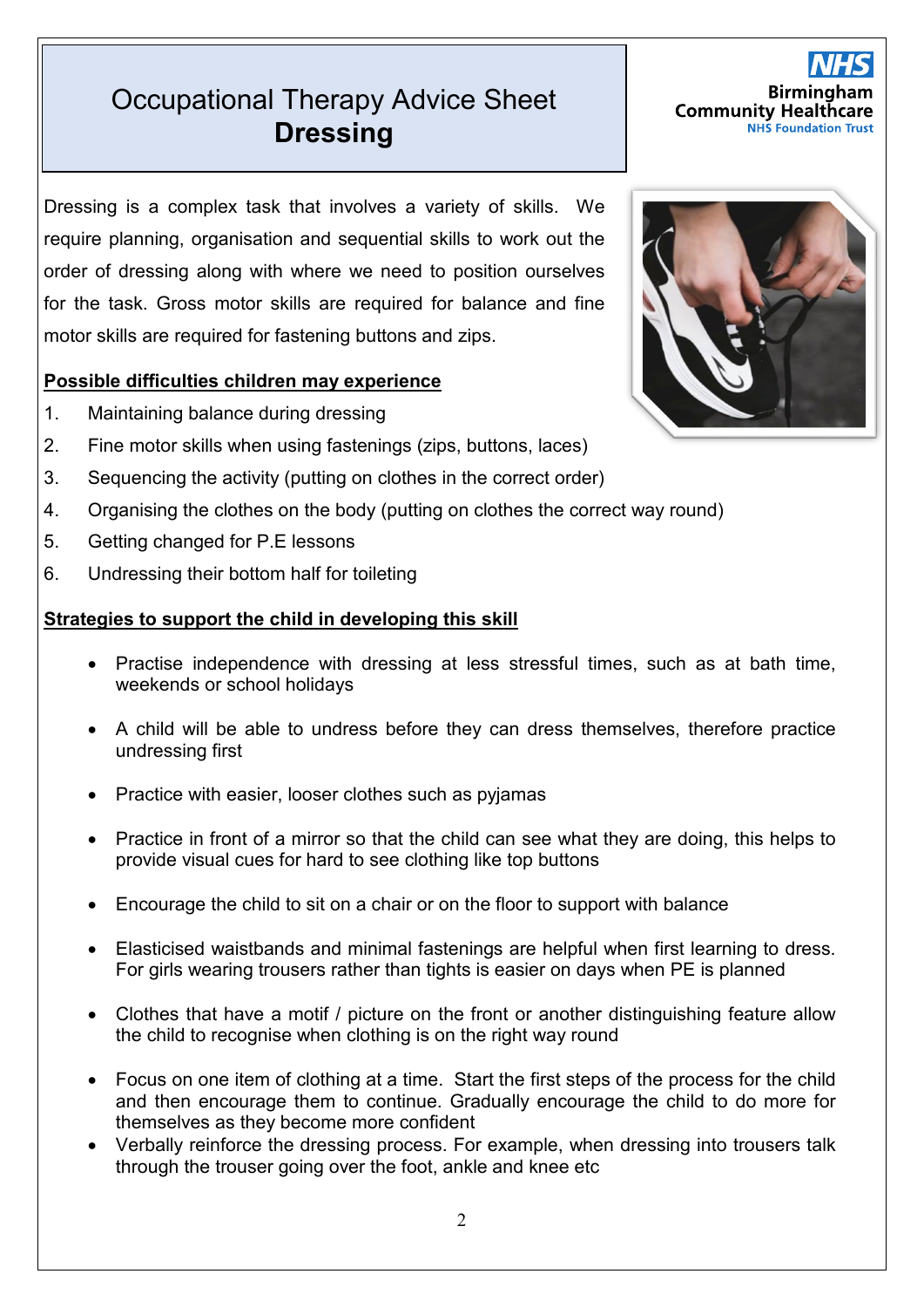# Occupational Therapy Advice Sheet
## Dressing

Dressing is a complex task that involves a variety of skills. We require planning, organisation and sequential skills to work out the order of dressing along with where we need to position ourselves for the task. Gross motor skills are required for balance and fine motor skills are required for fastening buttons and zips.

**Possible difficulties children may experience**

1. Maintaining balance during dressing
2. Fine motor skills when using fastenings (zips, buttons, laces)
3. Sequencing the activity (putting on clothes in the correct order)
4. Organising the clothes on the body (putting on clothes the correct way round)
5. Getting changed for P.E lessons
6. Undressing their bottom half for toileting

**Strategies to support the child in developing this skill**

- Practise independence with dressing at less stressful times, such as at bath time, weekends or school holidays
- A child will be able to undress before they can dress themselves, therefore practice undressing first
- Practice with easier, looser clothes such as pyjamas
- Practice in front of a mirror so that the child can see what they are doing, this helps to provide visual cues for hard to see clothing like top buttons
- Encourage the child to sit on a chair or on the floor to support with balance
- Elasticised waistbands and minimal fastenings are helpful when first learning to dress. For girls wearing trousers rather than tights is easier on days when PE is planned
- Clothes that have a motif / picture on the front or another distinguishing feature allow the child to recognise when clothing is on the right way round
- Focus on one item of clothing at a time. Start the first steps of the process for the child and then encourage them to continue. Gradually encourage the child to do more for themselves as they become more confident
- Verbally reinforce the dressing process. For example, when dressing into trousers talk through the trouser going over the foot, ankle and knee etc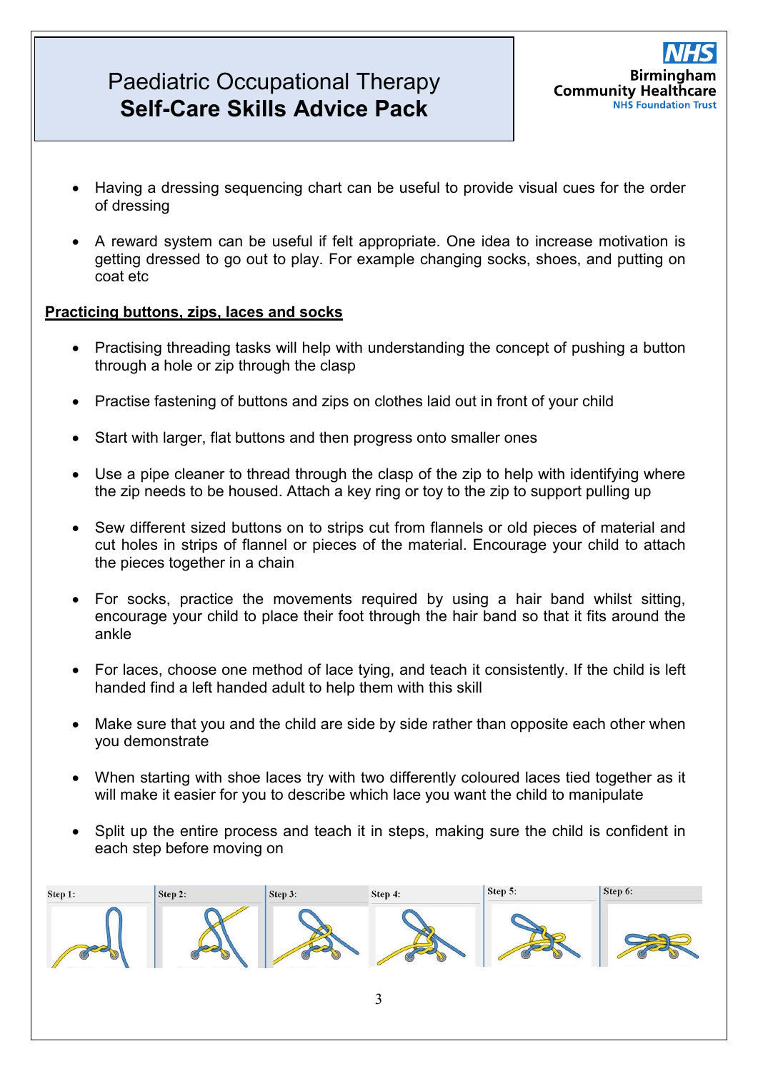- Having a dressing sequencing chart can be useful to provide visual cues for the order of dressing

- A reward system can be useful if felt appropriate. One idea to increase motivation is getting dressed to go out to play. For example changing socks, shoes, and putting on coat etc

**Practicing buttons, zips, laces and socks**

- Practising threading tasks will help with understanding the concept of pushing a button through a hole or zip through the clasp

- Practise fastening of buttons and zips on clothes laid out in front of your child

- Start with larger, flat buttons and then progress onto smaller ones

- Use a pipe cleaner to thread through the clasp of the zip to help with identifying where the zip needs to be housed. Attach a key ring or toy to the zip to support pulling up

- Sew different sized buttons on to strips cut from flannels or old pieces of material and cut holes in strips of flannel or pieces of the material. Encourage your child to attach the pieces together in a chain

- For socks, practice the movements required by using a hair band whilst sitting, encourage your child to place their foot through the hair band so that it fits around the ankle

- For laces, choose one method of lace tying, and teach it consistently. If the child is left handed find a left handed adult to help them with this skill

- Make sure that you and the child are side by side rather than opposite each other when you demonstrate

- When starting with shoe laces try with two differently coloured laces tied together as it will make it easier for you to describe which lace you want the child to manipulate

- Split up the entire process and teach it in steps, making sure the child is confident in each step before moving on

Step 1: Step 2: Step 3: Step 4: Step 5: Step 6: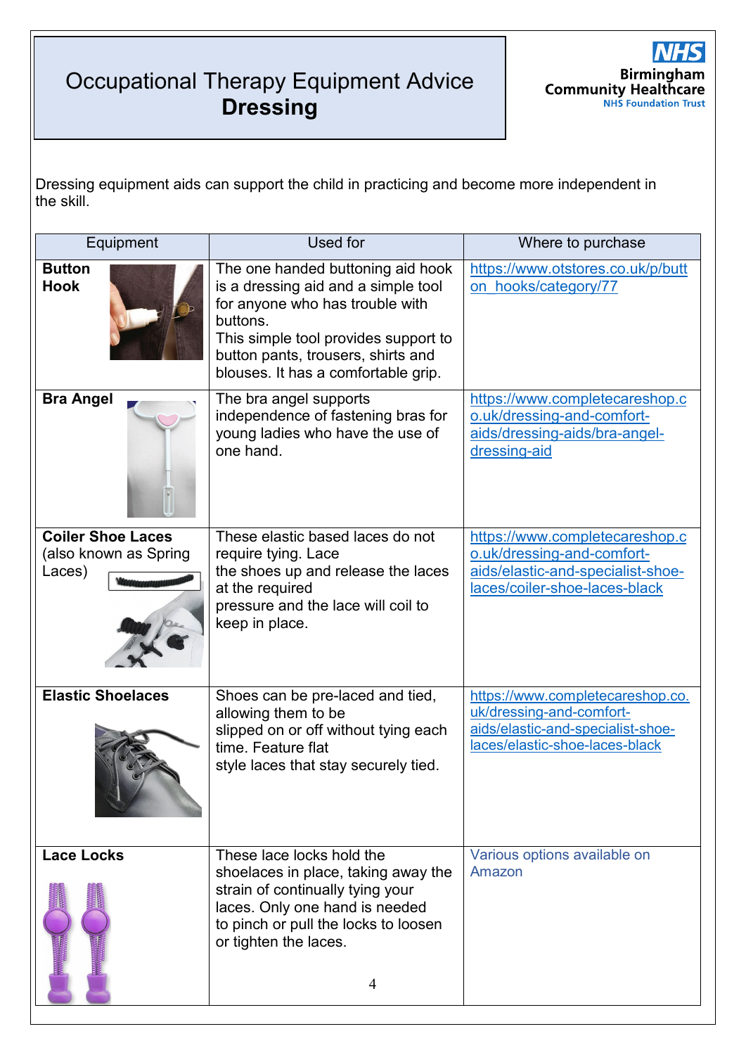# Occupational Therapy Equipment Advice
## Dressing

Birmingham Community Healthcare NHS Foundation Trust

Dressing equipment aids can support the child in practicing and become more independent in the skill.

| Equipment | Used for | Where to purchase |
|---|---|---|
| **Button Hook** | The one handed buttoning aid hook is a dressing aid and a simple tool for anyone who has trouble with buttons. This simple tool provides support to button pants, trousers, shirts and blouses. It has a comfortable grip. | https://www.otstores.co.uk/p/button_hooks/category/77 |
| **Bra Angel** | The bra angel supports independence of fastening bras for young ladies who have the use of one hand. | https://www.completecareshop.co.uk/dressing-and-comfort-aids/dressing-aids/bra-angel-dressing-aid |
| **Coiler Shoe Laces** (also known as Spring Laces) | These elastic based laces do not require tying. Lace the shoes up and release the laces at the required pressure and the lace will coil to keep in place. | https://www.completecareshop.co.uk/dressing-and-comfort-aids/elastic-and-specialist-shoe-laces/coiler-shoe-laces-black |
| **Elastic Shoelaces** | Shoes can be pre-laced and tied, allowing them to be slipped on or off without tying each time. Feature flat style laces that stay securely tied. | https://www.completecareshop.co.uk/dressing-and-comfort-aids/elastic-and-specialist-shoe-laces/elastic-shoe-laces-black |
| **Lace Locks** | These lace locks hold the shoelaces in place, taking away the strain of continually tying your laces. Only one hand is needed to pinch or pull the locks to loosen or tighten the laces. | Various options available on Amazon |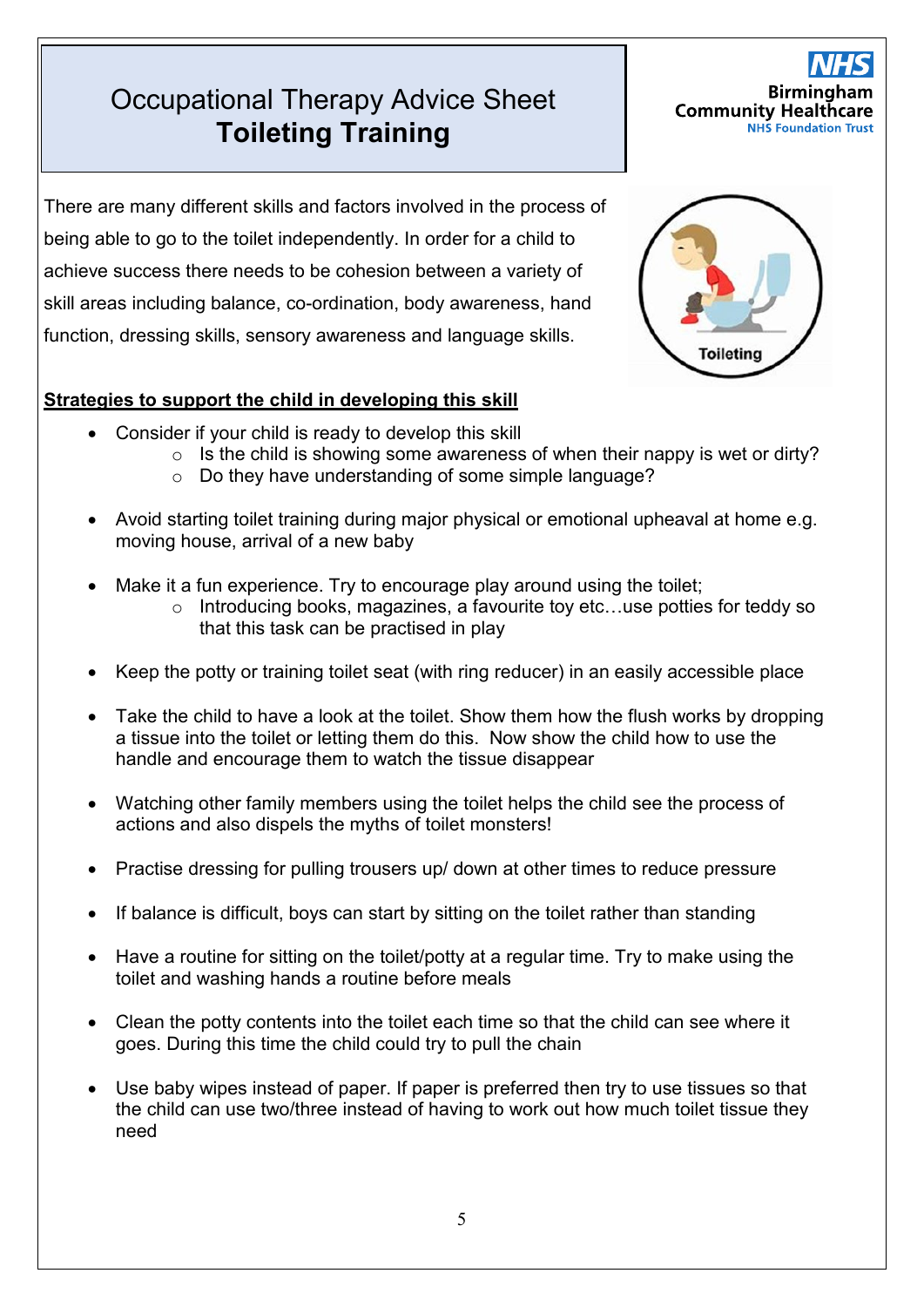# Occupational Therapy Advice Sheet
# **Toileting Training**

Birmingham Community Healthcare NHS Foundation Trust

There are many different skills and factors involved in the process of being able to go to the toilet independently. In order for a child to achieve success there needs to be cohesion between a variety of skill areas including balance, co-ordination, body awareness, hand function, dressing skills, sensory awareness and language skills.

## **Strategies to support the child in developing this skill**

- Consider if your child is ready to develop this skill
  - Is the child is showing some awareness of when their nappy is wet or dirty?
  - Do they have understanding of some simple language?
- Avoid starting toilet training during major physical or emotional upheaval at home e.g. moving house, arrival of a new baby
- Make it a fun experience. Try to encourage play around using the toilet;
  - Introducing books, magazines, a favourite toy etc…use potties for teddy so that this task can be practised in play
- Keep the potty or training toilet seat (with ring reducer) in an easily accessible place
- Take the child to have a look at the toilet. Show them how the flush works by dropping a tissue into the toilet or letting them do this. Now show the child how to use the handle and encourage them to watch the tissue disappear
- Watching other family members using the toilet helps the child see the process of actions and also dispels the myths of toilet monsters!
- Practise dressing for pulling trousers up/ down at other times to reduce pressure
- If balance is difficult, boys can start by sitting on the toilet rather than standing
- Have a routine for sitting on the toilet/potty at a regular time. Try to make using the toilet and washing hands a routine before meals
- Clean the potty contents into the toilet each time so that the child can see where it goes. During this time the child could try to pull the chain
- Use baby wipes instead of paper. If paper is preferred then try to use tissues so that the child can use two/three instead of having to work out how much toilet tissue they need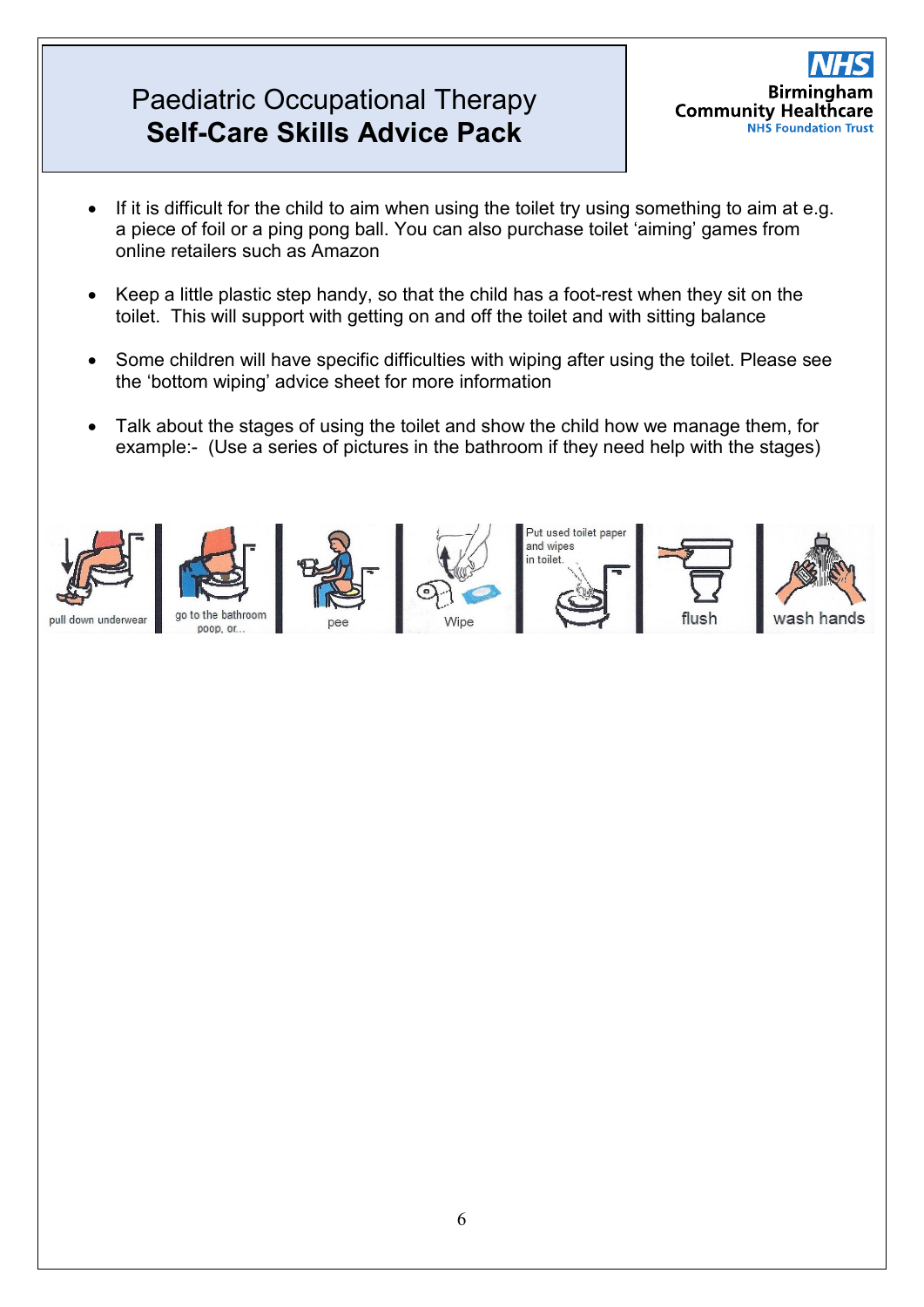- If it is difficult for the child to aim when using the toilet try using something to aim at e.g. a piece of foil or a ping pong ball. You can also purchase toilet 'aiming' games from online retailers such as Amazon

- Keep a little plastic step handy, so that the child has a foot-rest when they sit on the toilet. This will support with getting on and off the toilet and with sitting balance

- Some children will have specific difficulties with wiping after using the toilet. Please see the 'bottom wiping' advice sheet for more information

- Talk about the stages of using the toilet and show the child how we manage them, for example:- (Use a series of pictures in the bathroom if they need help with the stages)

pull down underwear | go to the bathroom poop, or... | pee | Wipe | Put used toilet paper and wipes in toilet. | flush | wash hands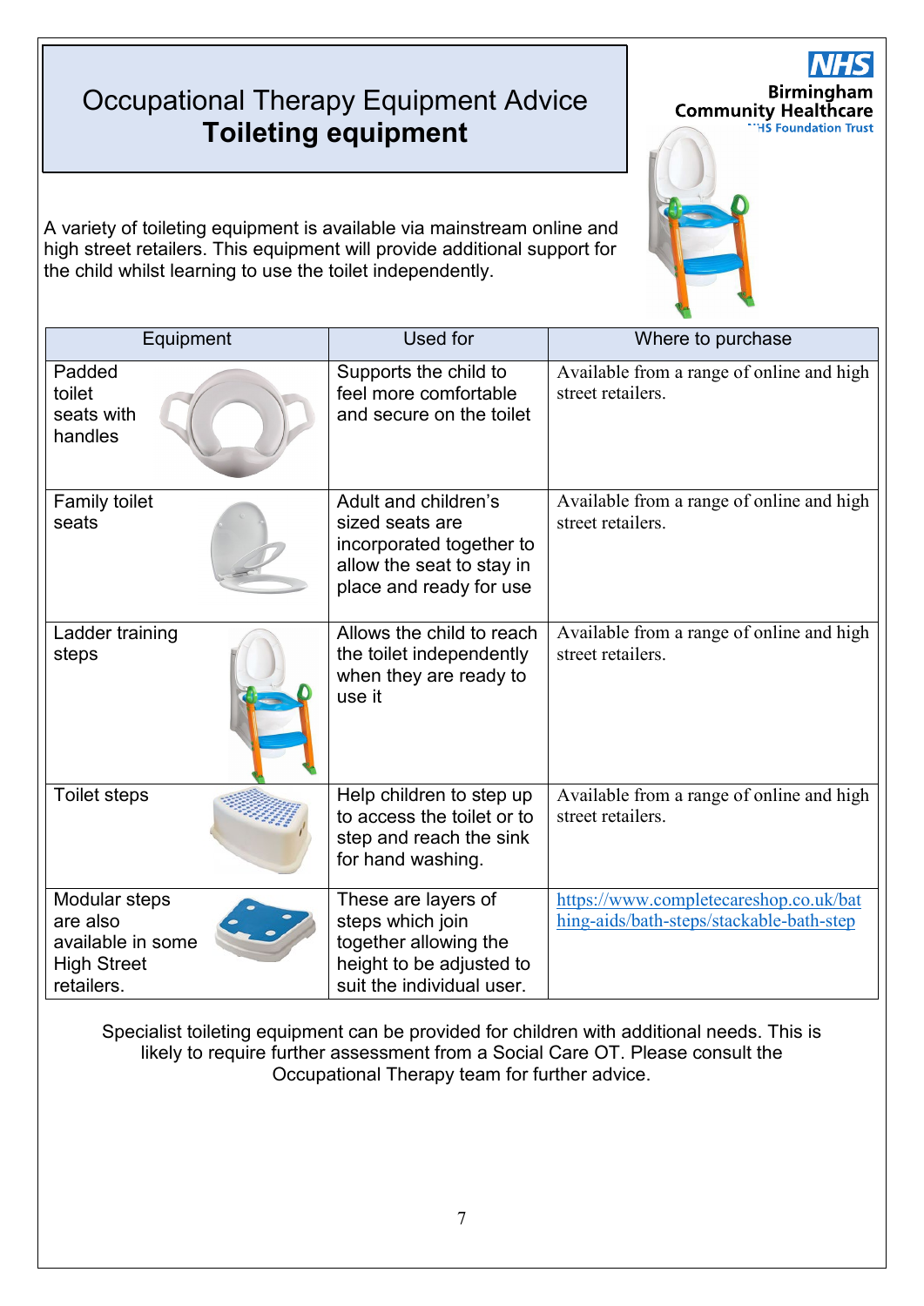# Occupational Therapy Equipment Advice
## Toileting equipment

A variety of toileting equipment is available via mainstream online and high street retailers. This equipment will provide additional support for the child whilst learning to use the toilet independently.

| Equipment | Used for | Where to purchase |
|---|---|---|
| Padded toilet seats with handles | Supports the child to feel more comfortable and secure on the toilet | Available from a range of online and high street retailers. |
| Family toilet seats | Adult and children's sized seats are incorporated together to allow the seat to stay in place and ready for use | Available from a range of online and high street retailers. |
| Ladder training steps | Allows the child to reach the toilet independently when they are ready to use it | Available from a range of online and high street retailers. |
| Toilet steps | Help children to step up to access the toilet or to step and reach the sink for hand washing. | Available from a range of online and high street retailers. |
| Modular steps are also available in some High Street retailers. | These are layers of steps which join together allowing the height to be adjusted to suit the individual user. | https://www.completecareshop.co.uk/bathing-aids/bath-steps/stackable-bath-step |

Specialist toileting equipment can be provided for children with additional needs. This is likely to require further assessment from a Social Care OT. Please consult the Occupational Therapy team for further advice.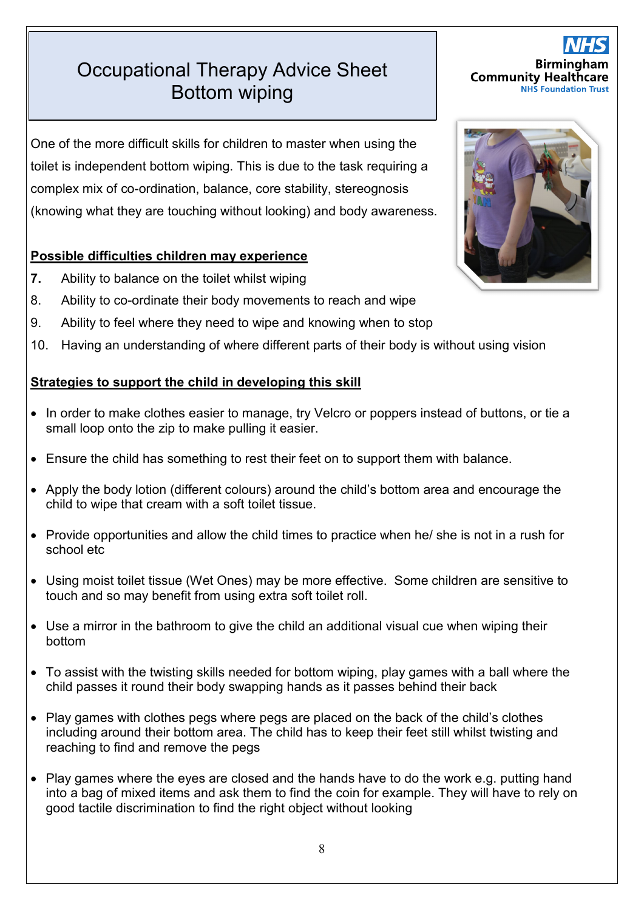# Occupational Therapy Advice Sheet
# Bottom wiping

One of the more difficult skills for children to master when using the toilet is independent bottom wiping. This is due to the task requiring a complex mix of co-ordination, balance, core stability, stereognosis (knowing what they are touching without looking) and body awareness.

**Possible difficulties children may experience**

7. Ability to balance on the toilet whilst wiping
8. Ability to co-ordinate their body movements to reach and wipe
9. Ability to feel where they need to wipe and knowing when to stop
10. Having an understanding of where different parts of their body is without using vision

**Strategies to support the child in developing this skill**

- In order to make clothes easier to manage, try Velcro or poppers instead of buttons, or tie a small loop onto the zip to make pulling it easier.
- Ensure the child has something to rest their feet on to support them with balance.
- Apply the body lotion (different colours) around the child's bottom area and encourage the child to wipe that cream with a soft toilet tissue.
- Provide opportunities and allow the child times to practice when he/ she is not in a rush for school etc
- Using moist toilet tissue (Wet Ones) may be more effective. Some children are sensitive to touch and so may benefit from using extra soft toilet roll.
- Use a mirror in the bathroom to give the child an additional visual cue when wiping their bottom
- To assist with the twisting skills needed for bottom wiping, play games with a ball where the child passes it round their body swapping hands as it passes behind their back
- Play games with clothes pegs where pegs are placed on the back of the child's clothes including around their bottom area. The child has to keep their feet still whilst twisting and reaching to find and remove the pegs
- Play games where the eyes are closed and the hands have to do the work e.g. putting hand into a bag of mixed items and ask them to find the coin for example. They will have to rely on good tactile discrimination to find the right object without looking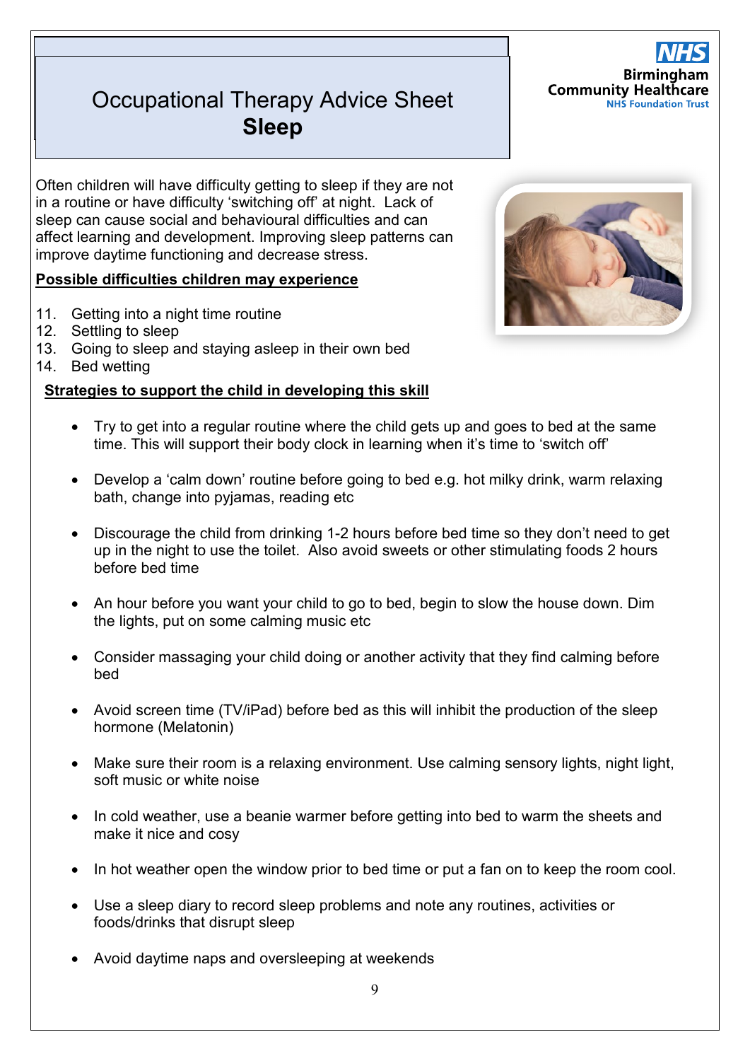# Occupational Therapy Advice Sheet
## Sleep

Birmingham Community Healthcare NHS Foundation Trust

Often children will have difficulty getting to sleep if they are not in a routine or have difficulty 'switching off' at night. Lack of sleep can cause social and behavioural difficulties and can affect learning and development. Improving sleep patterns can improve daytime functioning and decrease stress.

**Possible difficulties children may experience**

11. Getting into a night time routine
12. Settling to sleep
13. Going to sleep and staying asleep in their own bed
14. Bed wetting

**Strategies to support the child in developing this skill**

- Try to get into a regular routine where the child gets up and goes to bed at the same time. This will support their body clock in learning when it's time to 'switch off'
- Develop a 'calm down' routine before going to bed e.g. hot milky drink, warm relaxing bath, change into pyjamas, reading etc
- Discourage the child from drinking 1-2 hours before bed time so they don't need to get up in the night to use the toilet. Also avoid sweets or other stimulating foods 2 hours before bed time
- An hour before you want your child to go to bed, begin to slow the house down. Dim the lights, put on some calming music etc
- Consider massaging your child doing or another activity that they find calming before bed
- Avoid screen time (TV/iPad) before bed as this will inhibit the production of the sleep hormone (Melatonin)
- Make sure their room is a relaxing environment. Use calming sensory lights, night light, soft music or white noise
- In cold weather, use a beanie warmer before getting into bed to warm the sheets and make it nice and cosy
- In hot weather open the window prior to bed time or put a fan on to keep the room cool.
- Use a sleep diary to record sleep problems and note any routines, activities or foods/drinks that disrupt sleep
- Avoid daytime naps and oversleeping at weekends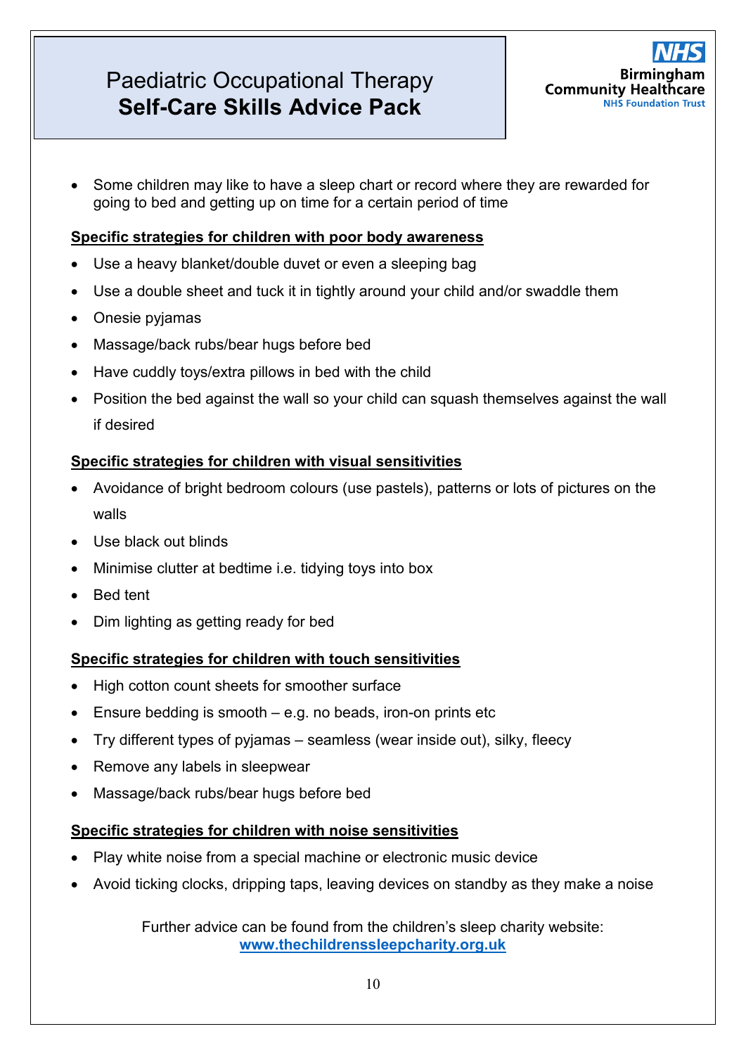- Some children may like to have a sleep chart or record where they are rewarded for going to bed and getting up on time for a certain period of time

**Specific strategies for children with poor body awareness**

- Use a heavy blanket/double duvet or even a sleeping bag
- Use a double sheet and tuck it in tightly around your child and/or swaddle them
- Onesie pyjamas
- Massage/back rubs/bear hugs before bed
- Have cuddly toys/extra pillows in bed with the child
- Position the bed against the wall so your child can squash themselves against the wall if desired

**Specific strategies for children with visual sensitivities**

- Avoidance of bright bedroom colours (use pastels), patterns or lots of pictures on the walls
- Use black out blinds
- Minimise clutter at bedtime i.e. tidying toys into box
- Bed tent
- Dim lighting as getting ready for bed

**Specific strategies for children with touch sensitivities**

- High cotton count sheets for smoother surface
- Ensure bedding is smooth – e.g. no beads, iron-on prints etc
- Try different types of pyjamas – seamless (wear inside out), silky, fleecy
- Remove any labels in sleepwear
- Massage/back rubs/bear hugs before bed

**Specific strategies for children with noise sensitivities**

- Play white noise from a special machine or electronic music device
- Avoid ticking clocks, dripping taps, leaving devices on standby as they make a noise

Further advice can be found from the children's sleep charity website:
**www.thechildrenssleepcharity.org.uk**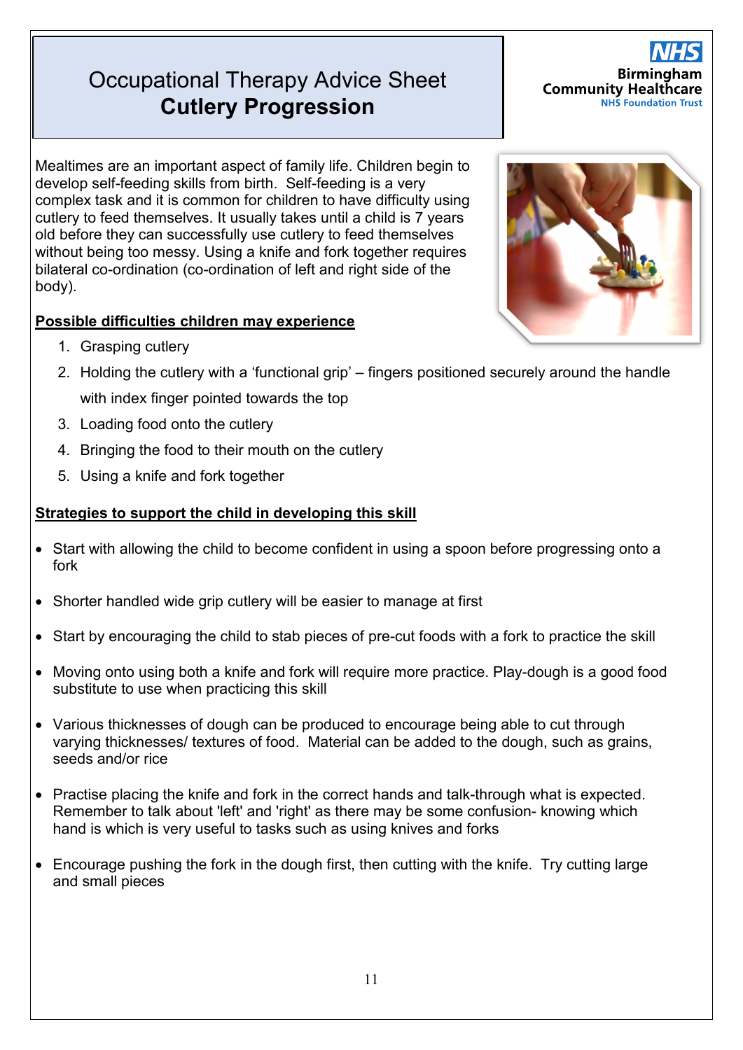# Occupational Therapy Advice Sheet
# **Cutlery Progression**

NHS Birmingham Community Healthcare NHS Foundation Trust

Mealtimes are an important aspect of family life. Children begin to develop self-feeding skills from birth. Self-feeding is a very complex task and it is common for children to have difficulty using cutlery to feed themselves. It usually takes until a child is 7 years old before they can successfully use cutlery to feed themselves without being too messy. Using a knife and fork together requires bilateral co-ordination (co-ordination of left and right side of the body).

## Possible difficulties children may experience

1. Grasping cutlery
2. Holding the cutlery with a 'functional grip' – fingers positioned securely around the handle with index finger pointed towards the top
3. Loading food onto the cutlery
4. Bringing the food to their mouth on the cutlery
5. Using a knife and fork together

## Strategies to support the child in developing this skill

- Start with allowing the child to become confident in using a spoon before progressing onto a fork
- Shorter handled wide grip cutlery will be easier to manage at first
- Start by encouraging the child to stab pieces of pre-cut foods with a fork to practice the skill
- Moving onto using both a knife and fork will require more practice. Play-dough is a good food substitute to use when practicing this skill
- Various thicknesses of dough can be produced to encourage being able to cut through varying thicknesses/ textures of food. Material can be added to the dough, such as grains, seeds and/or rice
- Practise placing the knife and fork in the correct hands and talk-through what is expected. Remember to talk about 'left' and 'right' as there may be some confusion- knowing which hand is which is very useful to tasks such as using knives and forks
- Encourage pushing the fork in the dough first, then cutting with the knife. Try cutting large and small pieces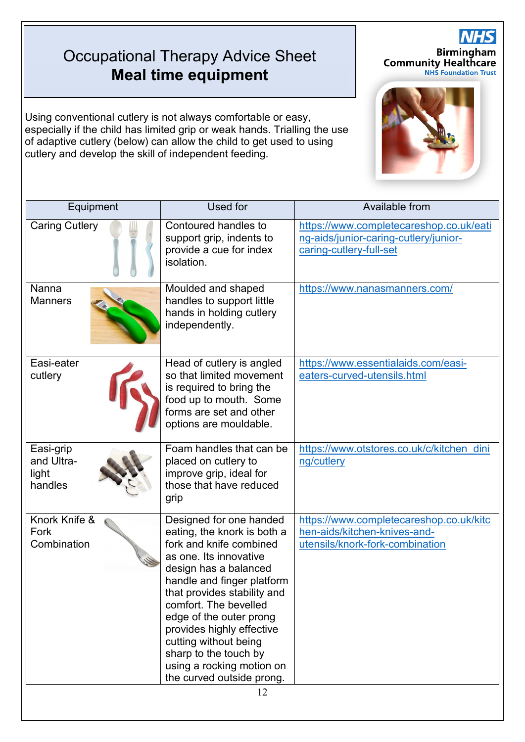# Occupational Therapy Advice Sheet
## Meal time equipment

Using conventional cutlery is not always comfortable or easy, especially if the child has limited grip or weak hands. Trialling the use of adaptive cutlery (below) can allow the child to get used to using cutlery and develop the skill of independent feeding.

| Equipment | Used for | Available from |
|---|---|---|
| Caring Cutlery | Contoured handles to support grip, indents to provide a cue for index isolation. | https://www.completecareshop.co.uk/eating-aids/junior-caring-cutlery/junior-caring-cutlery-full-set |
| Nanna Manners | Moulded and shaped handles to support little hands in holding cutlery independently. | https://www.nanasmanners.com/ |
| Easi-eater cutlery | Head of cutlery is angled so that limited movement is required to bring the food up to mouth. Some forms are set and other options are mouldable. | https://www.essentialaids.com/easi-eaters-curved-utensils.html |
| Easi-grip and Ultra-light handles | Foam handles that can be placed on cutlery to improve grip, ideal for those that have reduced grip | https://www.otstores.co.uk/c/kitchen_dining/cutlery |
| Knork Knife & Fork Combination | Designed for one handed eating, the knork is both a fork and knife combined as one. Its innovative design has a balanced handle and finger platform that provides stability and comfort. The bevelled edge of the outer prong provides highly effective cutting without being sharp to the touch by using a rocking motion on the curved outside prong. | https://www.completecareshop.co.uk/kitchen-aids/kitchen-knives-and-utensils/knork-fork-combination |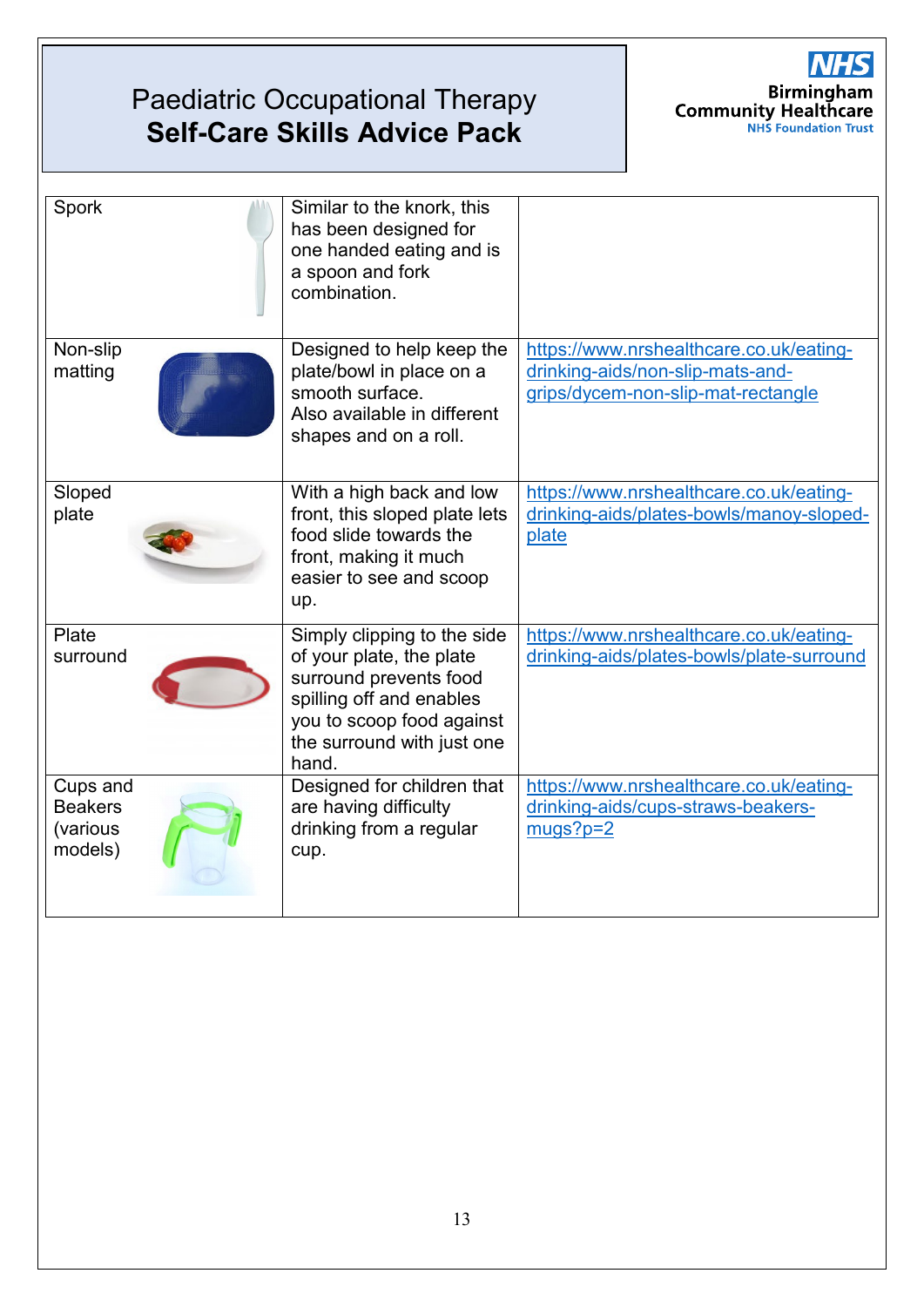# Paediatric Occupational Therapy
## Self-Care Skills Advice Pack

NHS Birmingham Community Healthcare NHS Foundation Trust

| | | |
|---|---|---|
| Spork | Similar to the knork, this has been designed for one handed eating and is a spoon and fork combination. | |
| Non-slip matting | Designed to help keep the plate/bowl in place on a smooth surface. Also available in different shapes and on a roll. | https://www.nrshealthcare.co.uk/eating-drinking-aids/non-slip-mats-and-grips/dycem-non-slip-mat-rectangle |
| Sloped plate | With a high back and low front, this sloped plate lets food slide towards the front, making it much easier to see and scoop up. | https://www.nrshealthcare.co.uk/eating-drinking-aids/plates-bowls/manoy-sloped-plate |
| Plate surround | Simply clipping to the side of your plate, the plate surround prevents food spilling off and enables you to scoop food against the surround with just one hand. | https://www.nrshealthcare.co.uk/eating-drinking-aids/plates-bowls/plate-surround |
| Cups and Beakers (various models) | Designed for children that are having difficulty drinking from a regular cup. | https://www.nrshealthcare.co.uk/eating-drinking-aids/cups-straws-beakers-mugs?p=2 |